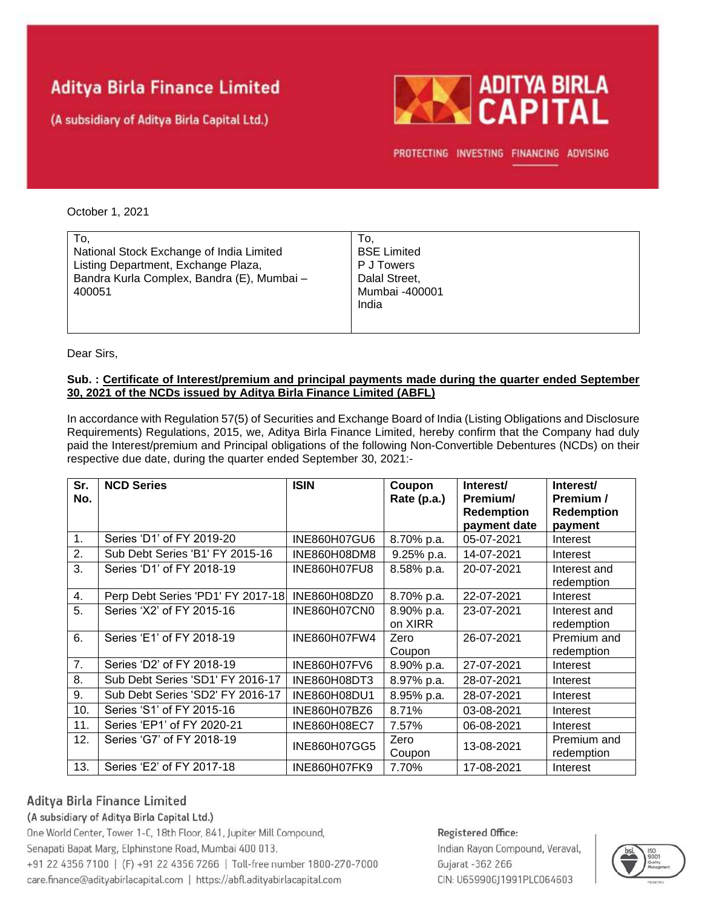# Aditya Birla Finance Limited

(A subsidiary of Aditya Birla Capital Ltd.)

ADITYA BIRLA CAPITAL

PROTECTING INVESTING FINANCING ADVISING

October 1, 2021

| To, | To, |
|---|---|
| National Stock Exchange of India Limited<br>Listing Department, Exchange Plaza,<br>Bandra Kurla Complex, Bandra (E), Mumbai – 400051 | BSE Limited<br>P J Towers<br>Dalal Street,<br>Mumbai -400001<br>India |

Dear Sirs,

**Sub. : Certificate of Interest/premium and principal payments made during the quarter ended September 30, 2021 of the NCDs issued by Aditya Birla Finance Limited (ABFL)**

In accordance with Regulation 57(5) of Securities and Exchange Board of India (Listing Obligations and Disclosure Requirements) Regulations, 2015, we, Aditya Birla Finance Limited, hereby confirm that the Company had duly paid the Interest/premium and Principal obligations of the following Non-Convertible Debentures (NCDs) on their respective due date, during the quarter ended September 30, 2021:-

| Sr. No. | NCD Series | ISIN | Coupon Rate (p.a.) | Interest/ Premium/ Redemption payment date | Interest/ Premium / Redemption payment |
|---|---|---|---|---|---|
| 1. | Series 'D1' of FY 2019-20 | INE860H07GU6 | 8.70% p.a. | 05-07-2021 | Interest |
| 2. | Sub Debt Series 'B1' FY 2015-16 | INE860H08DM8 | 9.25% p.a. | 14-07-2021 | Interest |
| 3. | Series 'D1' of FY 2018-19 | INE860H07FU8 | 8.58% p.a. | 20-07-2021 | Interest and redemption |
| 4. | Perp Debt Series 'PD1' FY 2017-18 | INE860H08DZ0 | 8.70% p.a. | 22-07-2021 | Interest |
| 5. | Series 'X2' of FY 2015-16 | INE860H07CN0 | 8.90% p.a. on XIRR | 23-07-2021 | Interest and redemption |
| 6. | Series 'E1' of FY 2018-19 | INE860H07FW4 | Zero Coupon | 26-07-2021 | Premium and redemption |
| 7. | Series 'D2' of FY 2018-19 | INE860H07FV6 | 8.90% p.a. | 27-07-2021 | Interest |
| 8. | Sub Debt Series 'SD1' FY 2016-17 | INE860H08DT3 | 8.97% p.a. | 28-07-2021 | Interest |
| 9. | Sub Debt Series 'SD2' FY 2016-17 | INE860H08DU1 | 8.95% p.a. | 28-07-2021 | Interest |
| 10. | Series 'S1' of FY 2015-16 | INE860H07BZ6 | 8.71% | 03-08-2021 | Interest |
| 11. | Series 'EP1' of FY 2020-21 | INE860H08EC7 | 7.57% | 06-08-2021 | Interest |
| 12. | Series 'G7' of FY 2018-19 | INE860H07GG5 | Zero Coupon | 13-08-2021 | Premium and redemption |
| 13. | Series 'E2' of FY 2017-18 | INE860H07FK9 | 7.70% | 17-08-2021 | Interest |

Aditya Birla Finance Limited
(A subsidiary of Aditya Birla Capital Ltd.)
One World Center, Tower 1-C, 18th Floor, 841, Jupiter Mill Compound,
Senapati Bapat Marg, Elphinstone Road, Mumbai 400 013.
+91 22 4356 7100 | (F) +91 22 4356 7266 | Toll-free number 1800-270-7000
care.finance@adityabirlacapital.com | https://abfl.adityabirlacapital.com

Registered Office:
Indian Rayon Compound, Veraval,
Gujarat -362 266
CIN: U65990GJ1991PLC064603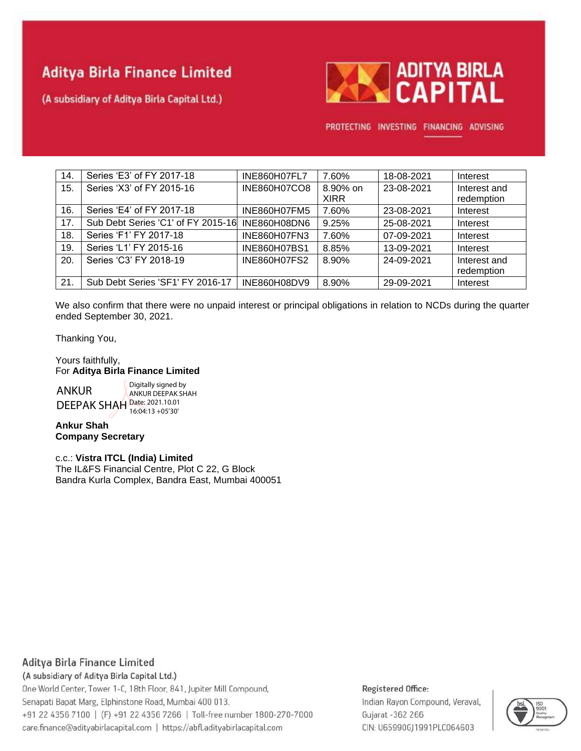| | | | | | |
|---|---|---|---|---|---|
| 14. | Series 'E3' of FY 2017-18 | INE860H07FL7 | 7.60% | 18-08-2021 | Interest |
| 15. | Series 'X3' of FY 2015-16 | INE860H07CO8 | 8.90% on XIRR | 23-08-2021 | Interest and redemption |
| 16. | Series 'E4' of FY 2017-18 | INE860H07FM5 | 7.60% | 23-08-2021 | Interest |
| 17. | Sub Debt Series 'C1' of FY 2015-16 | INE860H08DN6 | 9.25% | 25-08-2021 | Interest |
| 18. | Series 'F1' FY 2017-18 | INE860H07FN3 | 7.60% | 07-09-2021 | Interest |
| 19. | Series 'L1' FY 2015-16 | INE860H07BS1 | 8.85% | 13-09-2021 | Interest |
| 20. | Series 'C3' FY 2018-19 | INE860H07FS2 | 8.90% | 24-09-2021 | Interest and redemption |
| 21. | Sub Debt Series 'SF1' FY 2016-17 | INE860H08DV9 | 8.90% | 29-09-2021 | Interest |

We also confirm that there were no unpaid interest or principal obligations in relation to NCDs during the quarter ended September 30, 2021.

Thanking You,

Yours faithfully,
For **Aditya Birla Finance Limited**

ANKUR DEEPAK SHAH
Digitally signed by ANKUR DEEPAK SHAH
Date: 2021.10.01 16:04:13 +05'30'

**Ankur Shah**
**Company Secretary**

c.c.: **Vistra ITCL (India) Limited**
The IL&FS Financial Centre, Plot C 22, G Block
Bandra Kurla Complex, Bandra East, Mumbai 400051